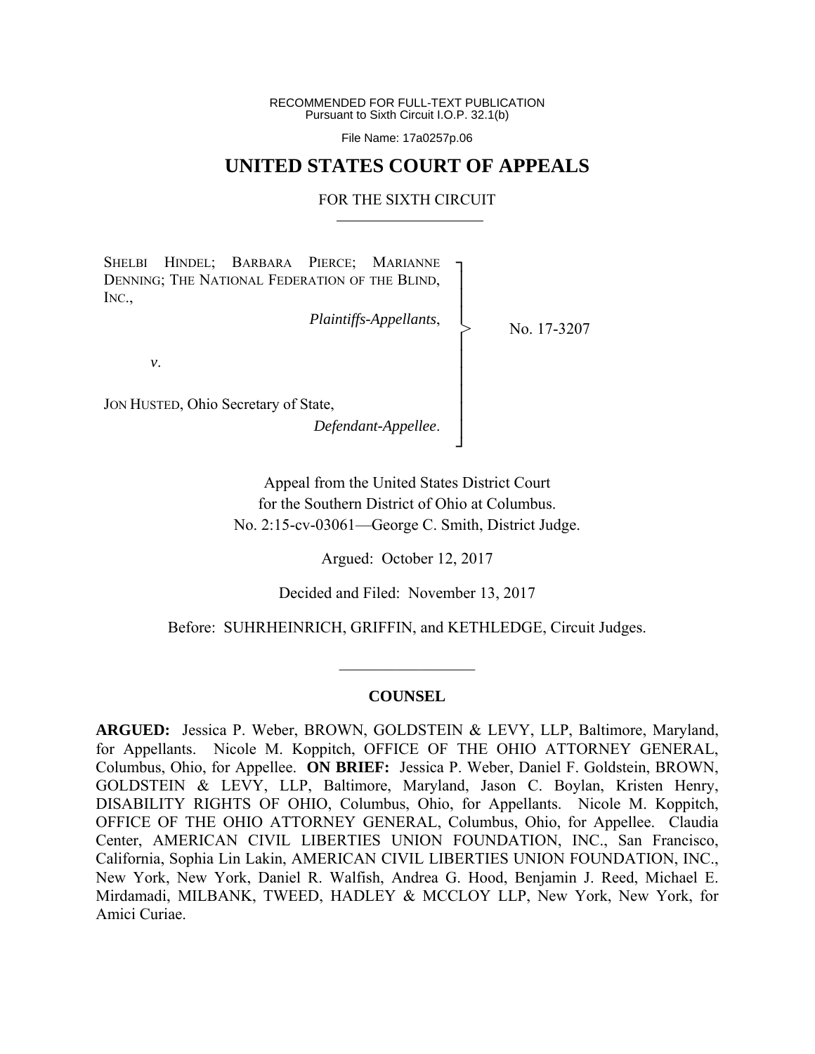RECOMMENDED FOR FULL-TEXT PUBLICATION
Pursuant to Sixth Circuit I.O.P. 32.1(b)

File Name: 17a0257p.06

# UNITED STATES COURT OF APPEALS

## FOR THE SIXTH CIRCUIT

SHELBI HINDEL; BARBARA PIERCE; MARIANNE DENNING; THE NATIONAL FEDERATION OF THE BLIND, INC.,

*Plaintiffs-Appellants*,

*v*.

JON HUSTED, Ohio Secretary of State,

*Defendant-Appellee*.

No. 17-3207

Appeal from the United States District Court
for the Southern District of Ohio at Columbus.
No. 2:15-cv-03061—George C. Smith, District Judge.

Argued: October 12, 2017

Decided and Filed: November 13, 2017

Before: SUHRHEINRICH, GRIFFIN, and KETHLEDGE, Circuit Judges.

---

### COUNSEL

**ARGUED:** Jessica P. Weber, BROWN, GOLDSTEIN & LEVY, LLP, Baltimore, Maryland, for Appellants. Nicole M. Koppitch, OFFICE OF THE OHIO ATTORNEY GENERAL, Columbus, Ohio, for Appellee. **ON BRIEF:** Jessica P. Weber, Daniel F. Goldstein, BROWN, GOLDSTEIN & LEVY, LLP, Baltimore, Maryland, Jason C. Boylan, Kristen Henry, DISABILITY RIGHTS OF OHIO, Columbus, Ohio, for Appellants. Nicole M. Koppitch, OFFICE OF THE OHIO ATTORNEY GENERAL, Columbus, Ohio, for Appellee. Claudia Center, AMERICAN CIVIL LIBERTIES UNION FOUNDATION, INC., San Francisco, California, Sophia Lin Lakin, AMERICAN CIVIL LIBERTIES UNION FOUNDATION, INC., New York, New York, Daniel R. Walfish, Andrea G. Hood, Benjamin J. Reed, Michael E. Mirdamadi, MILBANK, TWEED, HADLEY & MCCLOY LLP, New York, New York, for Amici Curiae.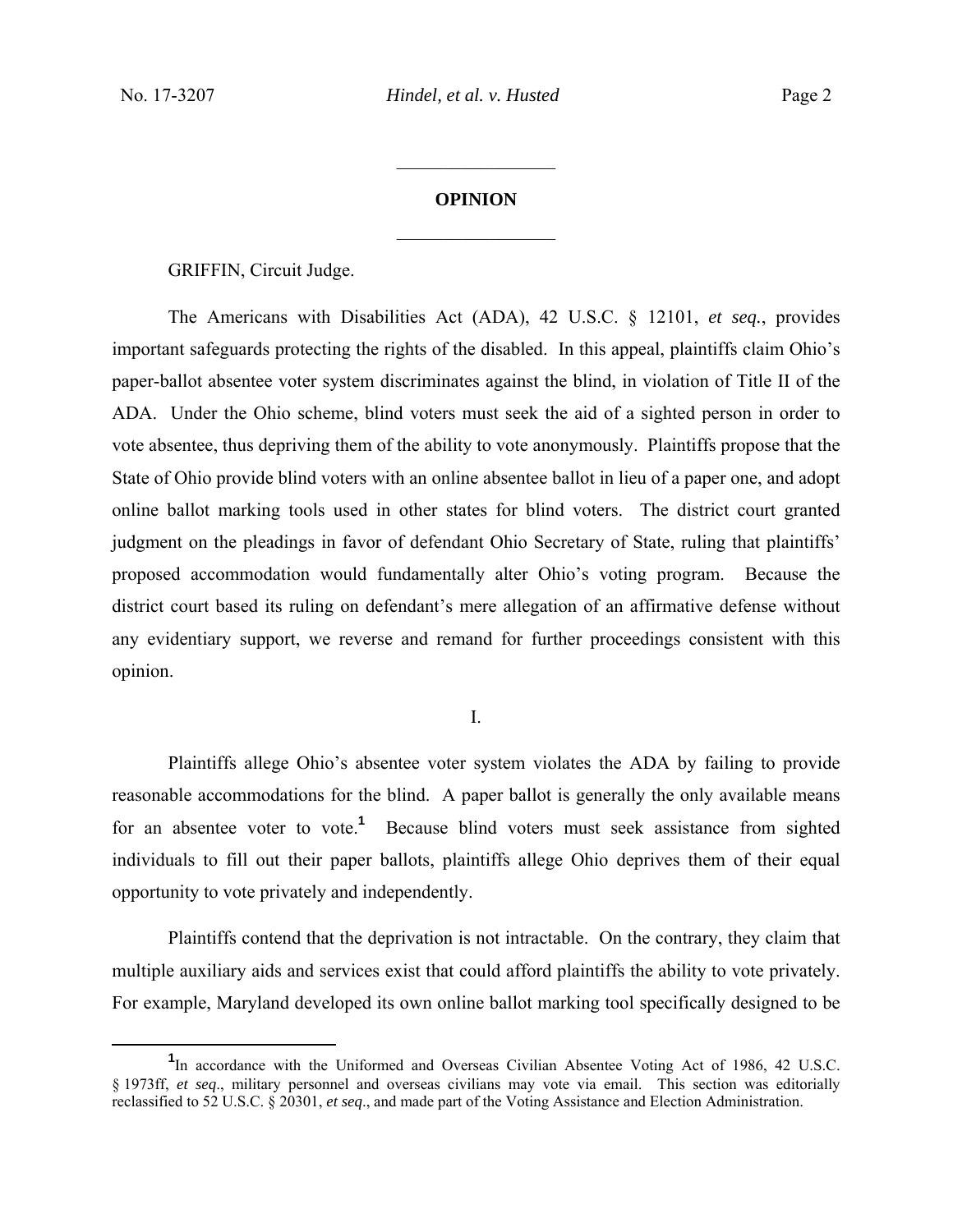## OPINION

GRIFFIN, Circuit Judge.

The Americans with Disabilities Act (ADA), 42 U.S.C. § 12101, *et seq.*, provides important safeguards protecting the rights of the disabled. In this appeal, plaintiffs claim Ohio's paper-ballot absentee voter system discriminates against the blind, in violation of Title II of the ADA. Under the Ohio scheme, blind voters must seek the aid of a sighted person in order to vote absentee, thus depriving them of the ability to vote anonymously. Plaintiffs propose that the State of Ohio provide blind voters with an online absentee ballot in lieu of a paper one, and adopt online ballot marking tools used in other states for blind voters. The district court granted judgment on the pleadings in favor of defendant Ohio Secretary of State, ruling that plaintiffs' proposed accommodation would fundamentally alter Ohio's voting program. Because the district court based its ruling on defendant's mere allegation of an affirmative defense without any evidentiary support, we reverse and remand for further proceedings consistent with this opinion.

I.

Plaintiffs allege Ohio's absentee voter system violates the ADA by failing to provide reasonable accommodations for the blind. A paper ballot is generally the only available means for an absentee voter to vote.[1] Because blind voters must seek assistance from sighted individuals to fill out their paper ballots, plaintiffs allege Ohio deprives them of their equal opportunity to vote privately and independently.

Plaintiffs contend that the deprivation is not intractable. On the contrary, they claim that multiple auxiliary aids and services exist that could afford plaintiffs the ability to vote privately. For example, Maryland developed its own online ballot marking tool specifically designed to be

[1] In accordance with the Uniformed and Overseas Civilian Absentee Voting Act of 1986, 42 U.S.C. § 1973ff, *et seq*., military personnel and overseas civilians may vote via email. This section was editorially reclassified to 52 U.S.C. § 20301, *et seq*., and made part of the Voting Assistance and Election Administration.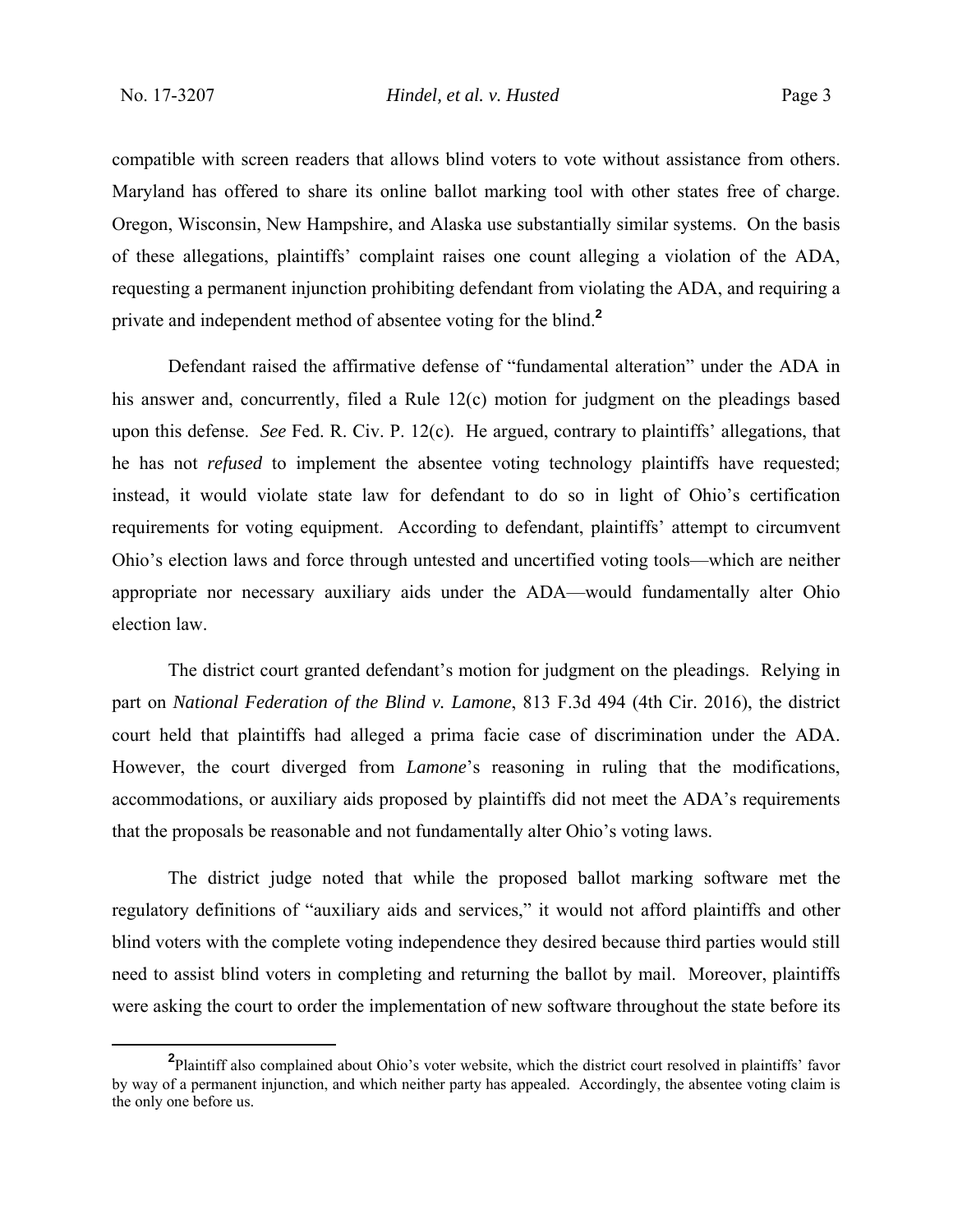compatible with screen readers that allows blind voters to vote without assistance from others. Maryland has offered to share its online ballot marking tool with other states free of charge. Oregon, Wisconsin, New Hampshire, and Alaska use substantially similar systems. On the basis of these allegations, plaintiffs' complaint raises one count alleging a violation of the ADA, requesting a permanent injunction prohibiting defendant from violating the ADA, and requiring a private and independent method of absentee voting for the blind.[2]

Defendant raised the affirmative defense of "fundamental alteration" under the ADA in his answer and, concurrently, filed a Rule 12(c) motion for judgment on the pleadings based upon this defense. *See* Fed. R. Civ. P. 12(c). He argued, contrary to plaintiffs' allegations, that he has not *refused* to implement the absentee voting technology plaintiffs have requested; instead, it would violate state law for defendant to do so in light of Ohio's certification requirements for voting equipment. According to defendant, plaintiffs' attempt to circumvent Ohio's election laws and force through untested and uncertified voting tools—which are neither appropriate nor necessary auxiliary aids under the ADA—would fundamentally alter Ohio election law.

The district court granted defendant's motion for judgment on the pleadings. Relying in part on *National Federation of the Blind v. Lamone*, 813 F.3d 494 (4th Cir. 2016), the district court held that plaintiffs had alleged a prima facie case of discrimination under the ADA. However, the court diverged from *Lamone*'s reasoning in ruling that the modifications, accommodations, or auxiliary aids proposed by plaintiffs did not meet the ADA's requirements that the proposals be reasonable and not fundamentally alter Ohio's voting laws.

The district judge noted that while the proposed ballot marking software met the regulatory definitions of "auxiliary aids and services," it would not afford plaintiffs and other blind voters with the complete voting independence they desired because third parties would still need to assist blind voters in completing and returning the ballot by mail. Moreover, plaintiffs were asking the court to order the implementation of new software throughout the state before its

[2]Plaintiff also complained about Ohio's voter website, which the district court resolved in plaintiffs' favor by way of a permanent injunction, and which neither party has appealed. Accordingly, the absentee voting claim is the only one before us.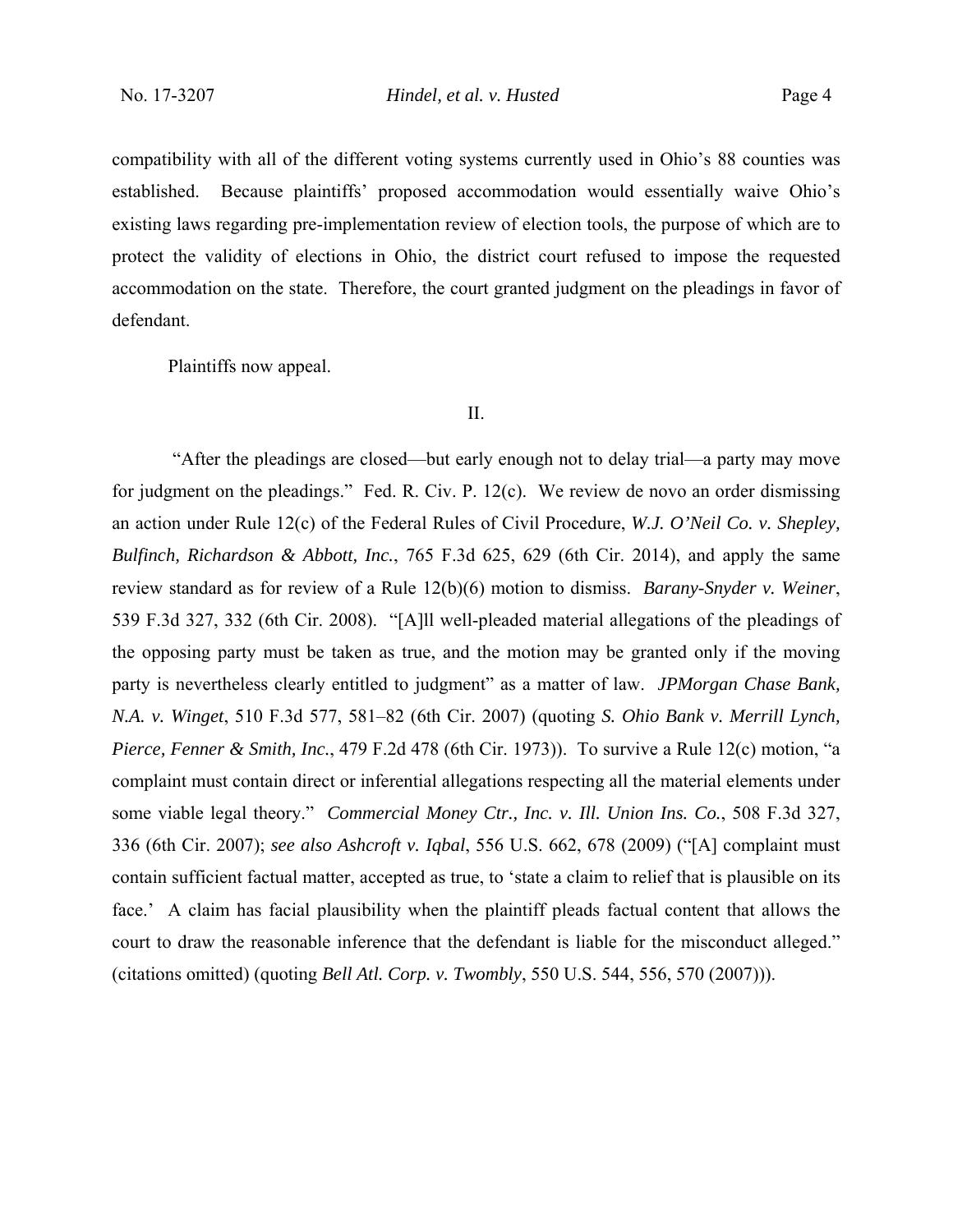compatibility with all of the different voting systems currently used in Ohio's 88 counties was established. Because plaintiffs' proposed accommodation would essentially waive Ohio's existing laws regarding pre-implementation review of election tools, the purpose of which are to protect the validity of elections in Ohio, the district court refused to impose the requested accommodation on the state. Therefore, the court granted judgment on the pleadings in favor of defendant.

Plaintiffs now appeal.

## II.

"After the pleadings are closed—but early enough not to delay trial—a party may move for judgment on the pleadings." Fed. R. Civ. P. 12(c). We review de novo an order dismissing an action under Rule 12(c) of the Federal Rules of Civil Procedure, *W.J. O'Neil Co. v. Shepley, Bulfinch, Richardson & Abbott, Inc.*, 765 F.3d 625, 629 (6th Cir. 2014), and apply the same review standard as for review of a Rule 12(b)(6) motion to dismiss. *Barany-Snyder v. Weiner*, 539 F.3d 327, 332 (6th Cir. 2008). "[A]ll well-pleaded material allegations of the pleadings of the opposing party must be taken as true, and the motion may be granted only if the moving party is nevertheless clearly entitled to judgment" as a matter of law. *JPMorgan Chase Bank, N.A. v. Winget*, 510 F.3d 577, 581–82 (6th Cir. 2007) (quoting *S. Ohio Bank v. Merrill Lynch, Pierce, Fenner & Smith, Inc.*, 479 F.2d 478 (6th Cir. 1973)). To survive a Rule 12(c) motion, "a complaint must contain direct or inferential allegations respecting all the material elements under some viable legal theory." *Commercial Money Ctr., Inc. v. Ill. Union Ins. Co.*, 508 F.3d 327, 336 (6th Cir. 2007); *see also Ashcroft v. Iqbal*, 556 U.S. 662, 678 (2009) ("[A] complaint must contain sufficient factual matter, accepted as true, to 'state a claim to relief that is plausible on its face.' A claim has facial plausibility when the plaintiff pleads factual content that allows the court to draw the reasonable inference that the defendant is liable for the misconduct alleged." (citations omitted) (quoting *Bell Atl. Corp. v. Twombly*, 550 U.S. 544, 556, 570 (2007))).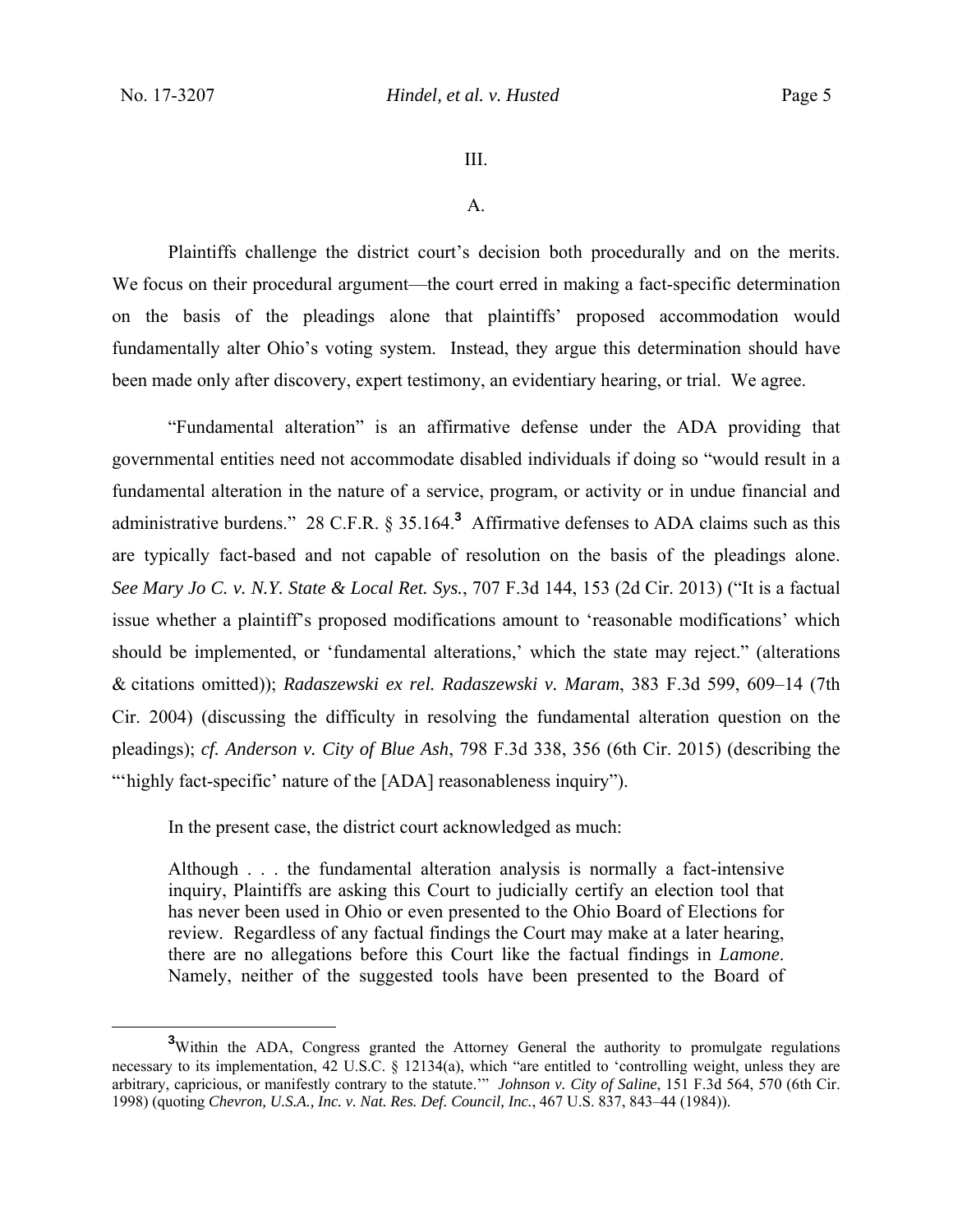III.

A.

Plaintiffs challenge the district court's decision both procedurally and on the merits. We focus on their procedural argument—the court erred in making a fact-specific determination on the basis of the pleadings alone that plaintiffs' proposed accommodation would fundamentally alter Ohio's voting system. Instead, they argue this determination should have been made only after discovery, expert testimony, an evidentiary hearing, or trial. We agree.

"Fundamental alteration" is an affirmative defense under the ADA providing that governmental entities need not accommodate disabled individuals if doing so "would result in a fundamental alteration in the nature of a service, program, or activity or in undue financial and administrative burdens." 28 C.F.R. § 35.164.[3] Affirmative defenses to ADA claims such as this are typically fact-based and not capable of resolution on the basis of the pleadings alone. *See Mary Jo C. v. N.Y. State & Local Ret. Sys.*, 707 F.3d 144, 153 (2d Cir. 2013) ("It is a factual issue whether a plaintiff's proposed modifications amount to 'reasonable modifications' which should be implemented, or 'fundamental alterations,' which the state may reject." (alterations & citations omitted)); *Radaszewski ex rel. Radaszewski v. Maram*, 383 F.3d 599, 609–14 (7th Cir. 2004) (discussing the difficulty in resolving the fundamental alteration question on the pleadings); *cf. Anderson v. City of Blue Ash*, 798 F.3d 338, 356 (6th Cir. 2015) (describing the "'highly fact-specific' nature of the [ADA] reasonableness inquiry").

In the present case, the district court acknowledged as much:

> Although . . . the fundamental alteration analysis is normally a fact-intensive inquiry, Plaintiffs are asking this Court to judicially certify an election tool that has never been used in Ohio or even presented to the Ohio Board of Elections for review. Regardless of any factual findings the Court may make at a later hearing, there are no allegations before this Court like the factual findings in *Lamone*. Namely, neither of the suggested tools have been presented to the Board of

[3] Within the ADA, Congress granted the Attorney General the authority to promulgate regulations necessary to its implementation, 42 U.S.C. § 12134(a), which "are entitled to 'controlling weight, unless they are arbitrary, capricious, or manifestly contrary to the statute.'" *Johnson v. City of Saline*, 151 F.3d 564, 570 (6th Cir. 1998) (quoting *Chevron, U.S.A., Inc. v. Nat. Res. Def. Council, Inc.*, 467 U.S. 837, 843–44 (1984)).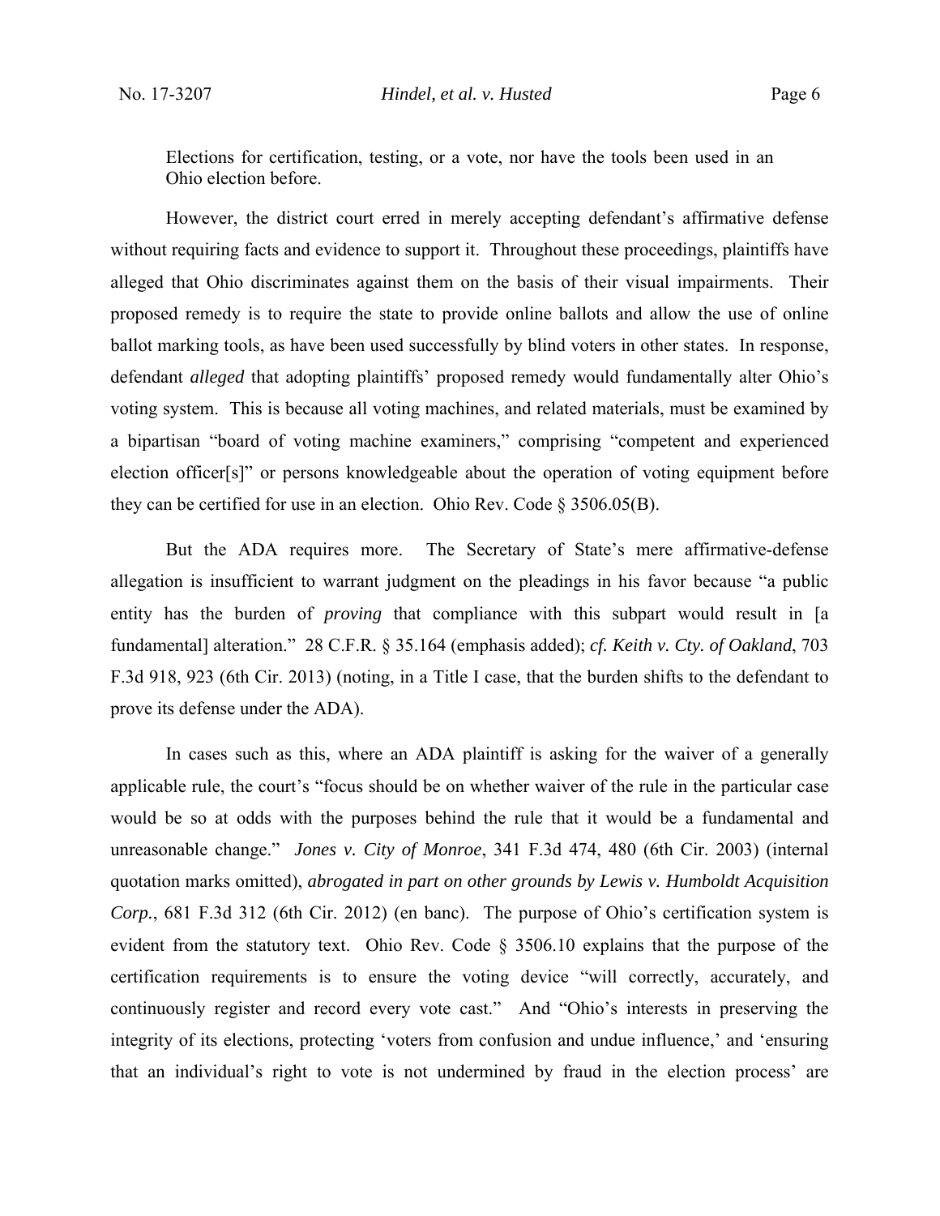Elections for certification, testing, or a vote, nor have the tools been used in an Ohio election before.

However, the district court erred in merely accepting defendant's affirmative defense without requiring facts and evidence to support it. Throughout these proceedings, plaintiffs have alleged that Ohio discriminates against them on the basis of their visual impairments. Their proposed remedy is to require the state to provide online ballots and allow the use of online ballot marking tools, as have been used successfully by blind voters in other states. In response, defendant *alleged* that adopting plaintiffs' proposed remedy would fundamentally alter Ohio's voting system. This is because all voting machines, and related materials, must be examined by a bipartisan "board of voting machine examiners," comprising "competent and experienced election officer[s]" or persons knowledgeable about the operation of voting equipment before they can be certified for use in an election. Ohio Rev. Code § 3506.05(B).

But the ADA requires more. The Secretary of State's mere affirmative-defense allegation is insufficient to warrant judgment on the pleadings in his favor because "a public entity has the burden of *proving* that compliance with this subpart would result in [a fundamental] alteration." 28 C.F.R. § 35.164 (emphasis added); *cf. Keith v. Cty. of Oakland*, 703 F.3d 918, 923 (6th Cir. 2013) (noting, in a Title I case, that the burden shifts to the defendant to prove its defense under the ADA).

In cases such as this, where an ADA plaintiff is asking for the waiver of a generally applicable rule, the court's "focus should be on whether waiver of the rule in the particular case would be so at odds with the purposes behind the rule that it would be a fundamental and unreasonable change." *Jones v. City of Monroe*, 341 F.3d 474, 480 (6th Cir. 2003) (internal quotation marks omitted), *abrogated in part on other grounds by Lewis v. Humboldt Acquisition Corp.*, 681 F.3d 312 (6th Cir. 2012) (en banc). The purpose of Ohio's certification system is evident from the statutory text. Ohio Rev. Code § 3506.10 explains that the purpose of the certification requirements is to ensure the voting device "will correctly, accurately, and continuously register and record every vote cast." And "Ohio's interests in preserving the integrity of its elections, protecting 'voters from confusion and undue influence,' and 'ensuring that an individual's right to vote is not undermined by fraud in the election process' are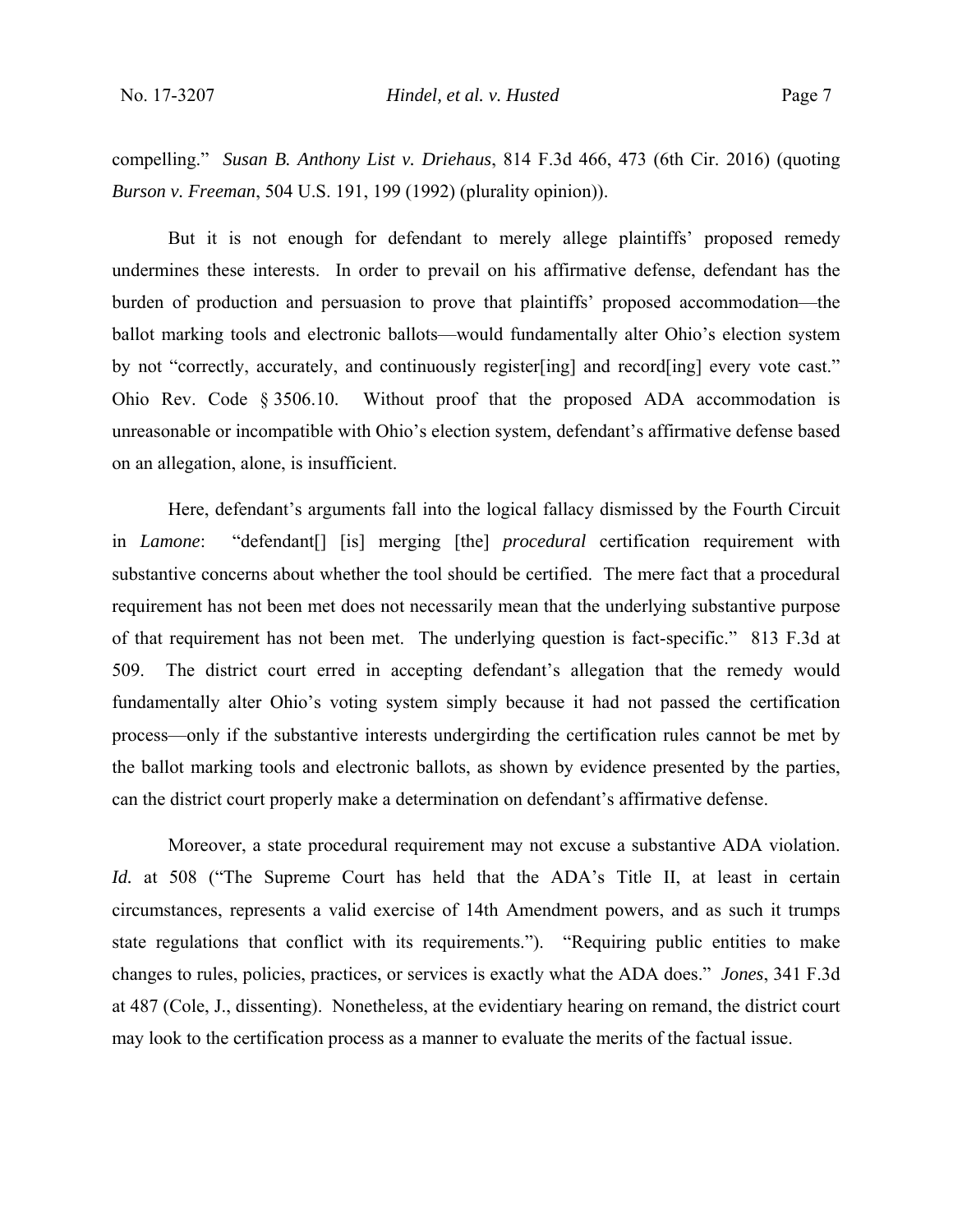compelling." *Susan B. Anthony List v. Driehaus*, 814 F.3d 466, 473 (6th Cir. 2016) (quoting *Burson v. Freeman*, 504 U.S. 191, 199 (1992) (plurality opinion)).

But it is not enough for defendant to merely allege plaintiffs' proposed remedy undermines these interests. In order to prevail on his affirmative defense, defendant has the burden of production and persuasion to prove that plaintiffs' proposed accommodation—the ballot marking tools and electronic ballots—would fundamentally alter Ohio's election system by not "correctly, accurately, and continuously register[ing] and record[ing] every vote cast." Ohio Rev. Code § 3506.10. Without proof that the proposed ADA accommodation is unreasonable or incompatible with Ohio's election system, defendant's affirmative defense based on an allegation, alone, is insufficient.

Here, defendant's arguments fall into the logical fallacy dismissed by the Fourth Circuit in *Lamone*: "defendant[] [is] merging [the] *procedural* certification requirement with substantive concerns about whether the tool should be certified. The mere fact that a procedural requirement has not been met does not necessarily mean that the underlying substantive purpose of that requirement has not been met. The underlying question is fact-specific." 813 F.3d at 509. The district court erred in accepting defendant's allegation that the remedy would fundamentally alter Ohio's voting system simply because it had not passed the certification process—only if the substantive interests undergirding the certification rules cannot be met by the ballot marking tools and electronic ballots, as shown by evidence presented by the parties, can the district court properly make a determination on defendant's affirmative defense.

Moreover, a state procedural requirement may not excuse a substantive ADA violation. *Id.* at 508 ("The Supreme Court has held that the ADA's Title II, at least in certain circumstances, represents a valid exercise of 14th Amendment powers, and as such it trumps state regulations that conflict with its requirements."). "Requiring public entities to make changes to rules, policies, practices, or services is exactly what the ADA does." *Jones*, 341 F.3d at 487 (Cole, J., dissenting). Nonetheless, at the evidentiary hearing on remand, the district court may look to the certification process as a manner to evaluate the merits of the factual issue.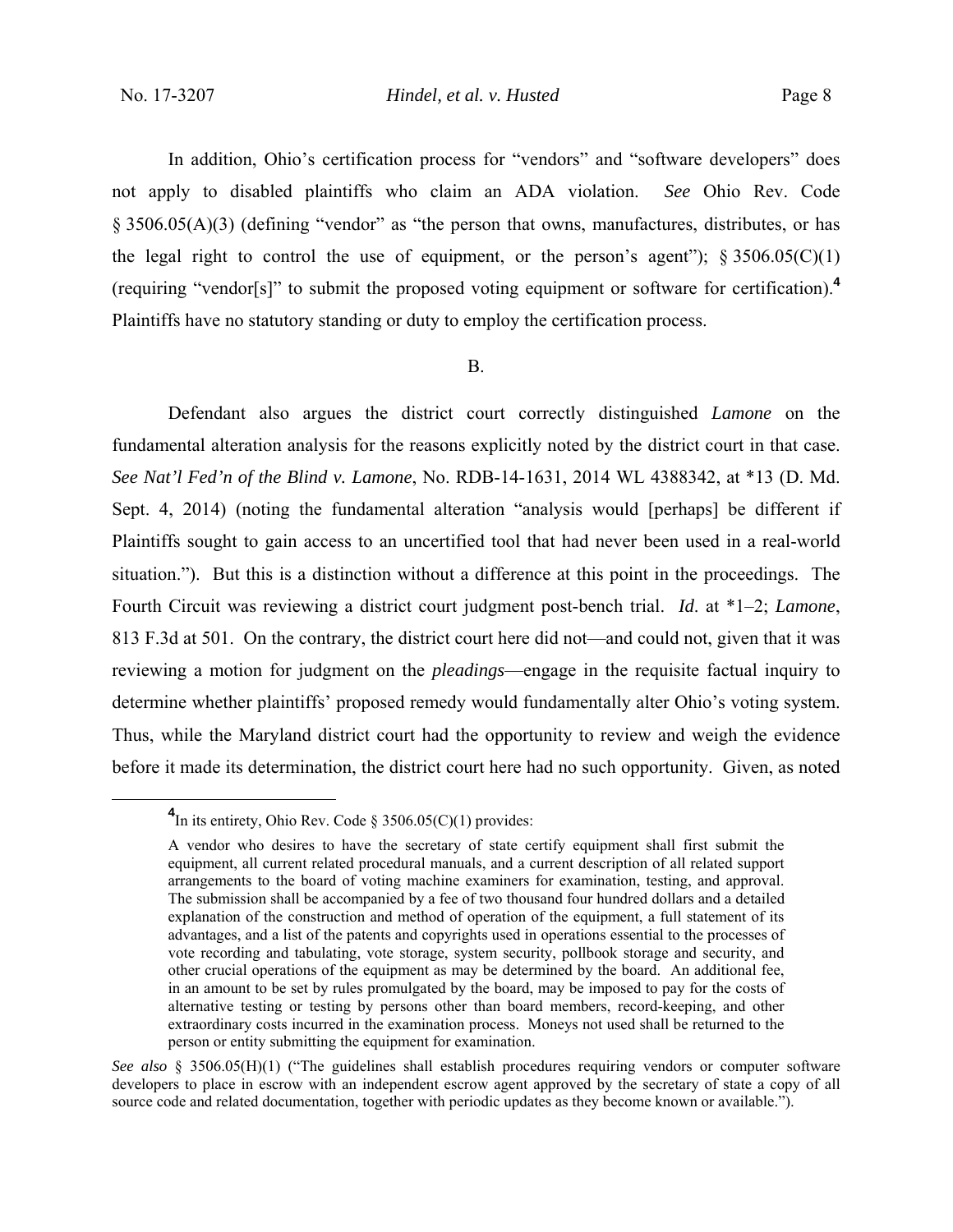In addition, Ohio's certification process for "vendors" and "software developers" does not apply to disabled plaintiffs who claim an ADA violation. *See* Ohio Rev. Code § 3506.05(A)(3) (defining "vendor" as "the person that owns, manufactures, distributes, or has the legal right to control the use of equipment, or the person's agent"); § 3506.05(C)(1) (requiring "vendor[s]" to submit the proposed voting equipment or software for certification).[4] Plaintiffs have no statutory standing or duty to employ the certification process.

B.

Defendant also argues the district court correctly distinguished *Lamone* on the fundamental alteration analysis for the reasons explicitly noted by the district court in that case. *See Nat'l Fed'n of the Blind v. Lamone*, No. RDB-14-1631, 2014 WL 4388342, at *13 (D. Md. Sept. 4, 2014) (noting the fundamental alteration "analysis would [perhaps] be different if Plaintiffs sought to gain access to an uncertified tool that had never been used in a real-world situation."). But this is a distinction without a difference at this point in the proceedings. The Fourth Circuit was reviewing a district court judgment post-bench trial. *Id*. at *1–2; *Lamone*, 813 F.3d at 501. On the contrary, the district court here did not—and could not, given that it was reviewing a motion for judgment on the *pleadings*—engage in the requisite factual inquiry to determine whether plaintiffs' proposed remedy would fundamentally alter Ohio's voting system. Thus, while the Maryland district court had the opportunity to review and weigh the evidence before it made its determination, the district court here had no such opportunity. Given, as noted

---

[4] In its entirety, Ohio Rev. Code § 3506.05(C)(1) provides:

> A vendor who desires to have the secretary of state certify equipment shall first submit the equipment, all current related procedural manuals, and a current description of all related support arrangements to the board of voting machine examiners for examination, testing, and approval. The submission shall be accompanied by a fee of two thousand four hundred dollars and a detailed explanation of the construction and method of operation of the equipment, a full statement of its advantages, and a list of the patents and copyrights used in operations essential to the processes of vote recording and tabulating, vote storage, system security, pollbook storage and security, and other crucial operations of the equipment as may be determined by the board. An additional fee, in an amount to be set by rules promulgated by the board, may be imposed to pay for the costs of alternative testing or testing by persons other than board members, record-keeping, and other extraordinary costs incurred in the examination process. Moneys not used shall be returned to the person or entity submitting the equipment for examination.

*See also* § 3506.05(H)(1) ("The guidelines shall establish procedures requiring vendors or computer software developers to place in escrow with an independent escrow agent approved by the secretary of state a copy of all source code and related documentation, together with periodic updates as they become known or available.").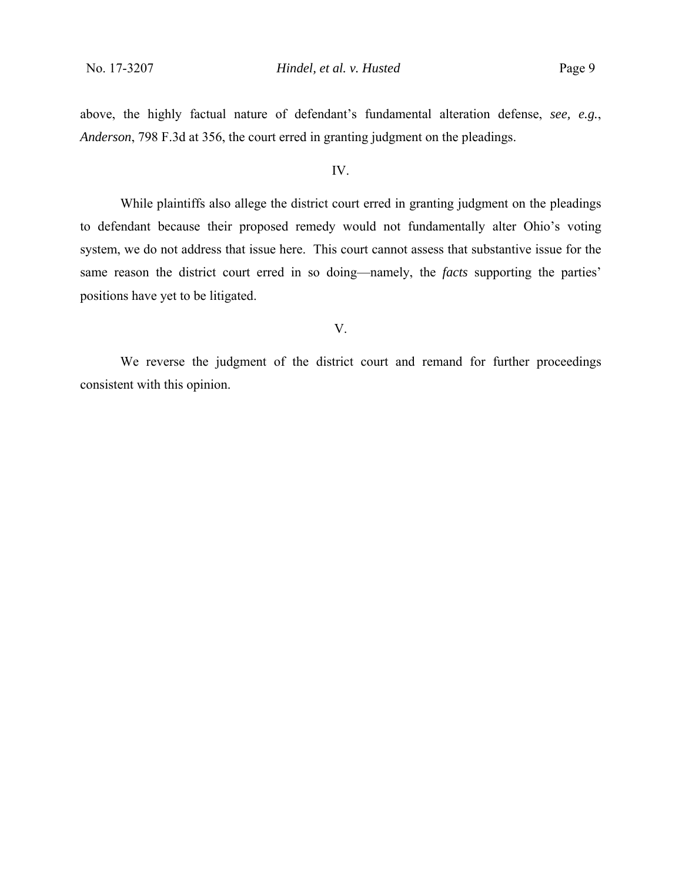above, the highly factual nature of defendant's fundamental alteration defense, *see, e.g.*, *Anderson*, 798 F.3d at 356, the court erred in granting judgment on the pleadings.

## IV.

While plaintiffs also allege the district court erred in granting judgment on the pleadings to defendant because their proposed remedy would not fundamentally alter Ohio's voting system, we do not address that issue here. This court cannot assess that substantive issue for the same reason the district court erred in so doing—namely, the *facts* supporting the parties' positions have yet to be litigated.

## V.

We reverse the judgment of the district court and remand for further proceedings consistent with this opinion.